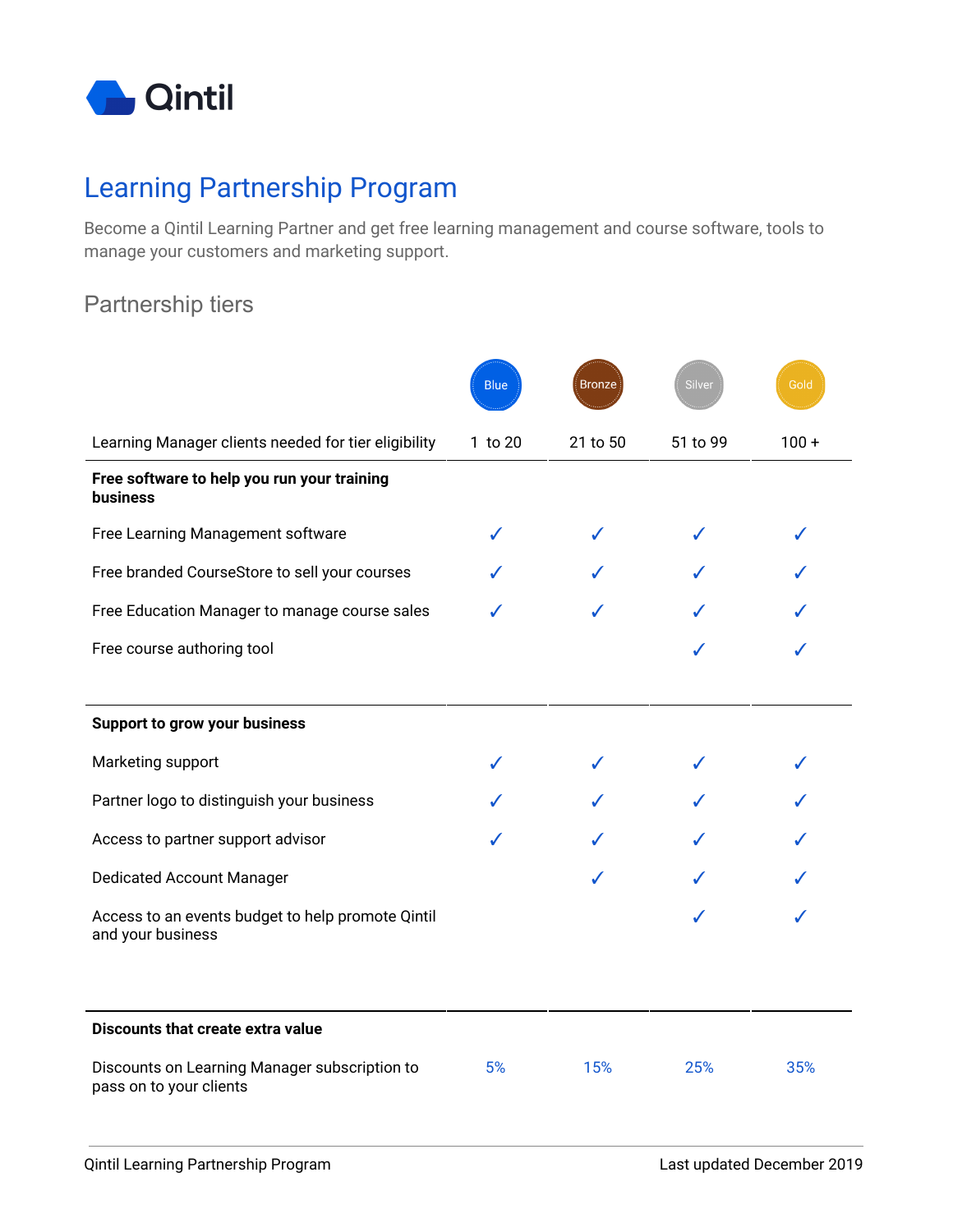Qintil

# Learning Partnership Program

Become a Qintil Learning Partner and get free learning management and course software, tools to manage your customers and marketing support.

## Partnership tiers

| | Blue | Bronze | Silver | Gold |
|---|---|---|---|---|
| Learning Manager clients needed for tier eligibility | 1 to 20 | 21 to 50 | 51 to 99 | 100 + |
| **Free software to help you run your training business** | | | | |
| Free Learning Management software | ✓ | ✓ | ✓ | ✓ |
| Free branded CourseStore to sell your courses | ✓ | ✓ | ✓ | ✓ |
| Free Education Manager to manage course sales | ✓ | ✓ | ✓ | ✓ |
| Free course authoring tool | | | ✓ | ✓ |
| **Support to grow your business** | | | | |
| Marketing support | ✓ | ✓ | ✓ | ✓ |
| Partner logo to distinguish your business | ✓ | ✓ | ✓ | ✓ |
| Access to partner support advisor | ✓ | ✓ | ✓ | ✓ |
| Dedicated Account Manager | | ✓ | ✓ | ✓ |
| Access to an events budget to help promote Qintil and your business | | | ✓ | ✓ |
| **Discounts that create extra value** | | | | |
| Discounts on Learning Manager subscription to pass on to your clients | 5% | 15% | 25% | 35% |

Qintil Learning Partnership Program | Last updated December 2019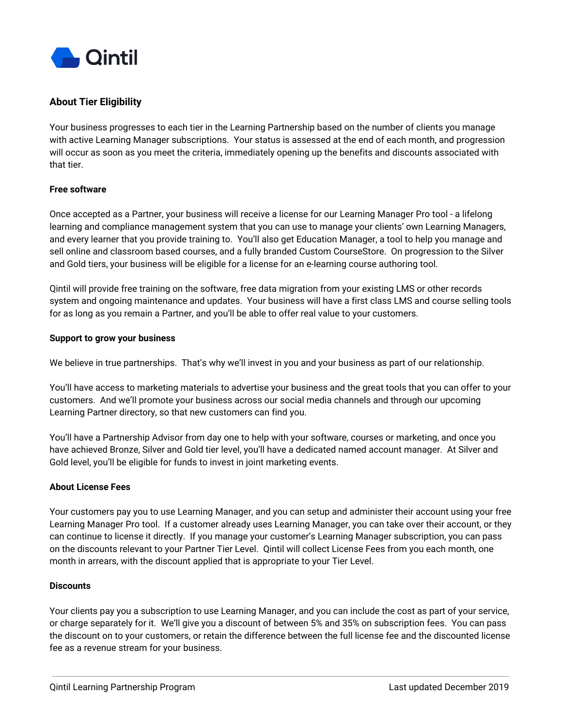### About Tier Eligibility

Your business progresses to each tier in the Learning Partnership based on the number of clients you manage with active Learning Manager subscriptions. Your status is assessed at the end of each month, and progression will occur as soon as you meet the criteria, immediately opening up the benefits and discounts associated with that tier.

**Free software**

Once accepted as a Partner, your business will receive a license for our Learning Manager Pro tool - a lifelong learning and compliance management system that you can use to manage your clients' own Learning Managers, and every learner that you provide training to. You'll also get Education Manager, a tool to help you manage and sell online and classroom based courses, and a fully branded Custom CourseStore. On progression to the Silver and Gold tiers, your business will be eligible for a license for an e-learning course authoring tool.

Qintil will provide free training on the software, free data migration from your existing LMS or other records system and ongoing maintenance and updates. Your business will have a first class LMS and course selling tools for as long as you remain a Partner, and you'll be able to offer real value to your customers.

**Support to grow your business**

We believe in true partnerships. That's why we'll invest in you and your business as part of our relationship.

You'll have access to marketing materials to advertise your business and the great tools that you can offer to your customers. And we'll promote your business across our social media channels and through our upcoming Learning Partner directory, so that new customers can find you.

You'll have a Partnership Advisor from day one to help with your software, courses or marketing, and once you have achieved Bronze, Silver and Gold tier level, you'll have a dedicated named account manager. At Silver and Gold level, you'll be eligible for funds to invest in joint marketing events.

**About License Fees**

Your customers pay you to use Learning Manager, and you can setup and administer their account using your free Learning Manager Pro tool. If a customer already uses Learning Manager, you can take over their account, or they can continue to license it directly. If you manage your customer's Learning Manager subscription, you can pass on the discounts relevant to your Partner Tier Level. Qintil will collect License Fees from you each month, one month in arrears, with the discount applied that is appropriate to your Tier Level.

**Discounts**

Your clients pay you a subscription to use Learning Manager, and you can include the cost as part of your service, or charge separately for it. We'll give you a discount of between 5% and 35% on subscription fees. You can pass the discount on to your customers, or retain the difference between the full license fee and the discounted license fee as a revenue stream for your business.